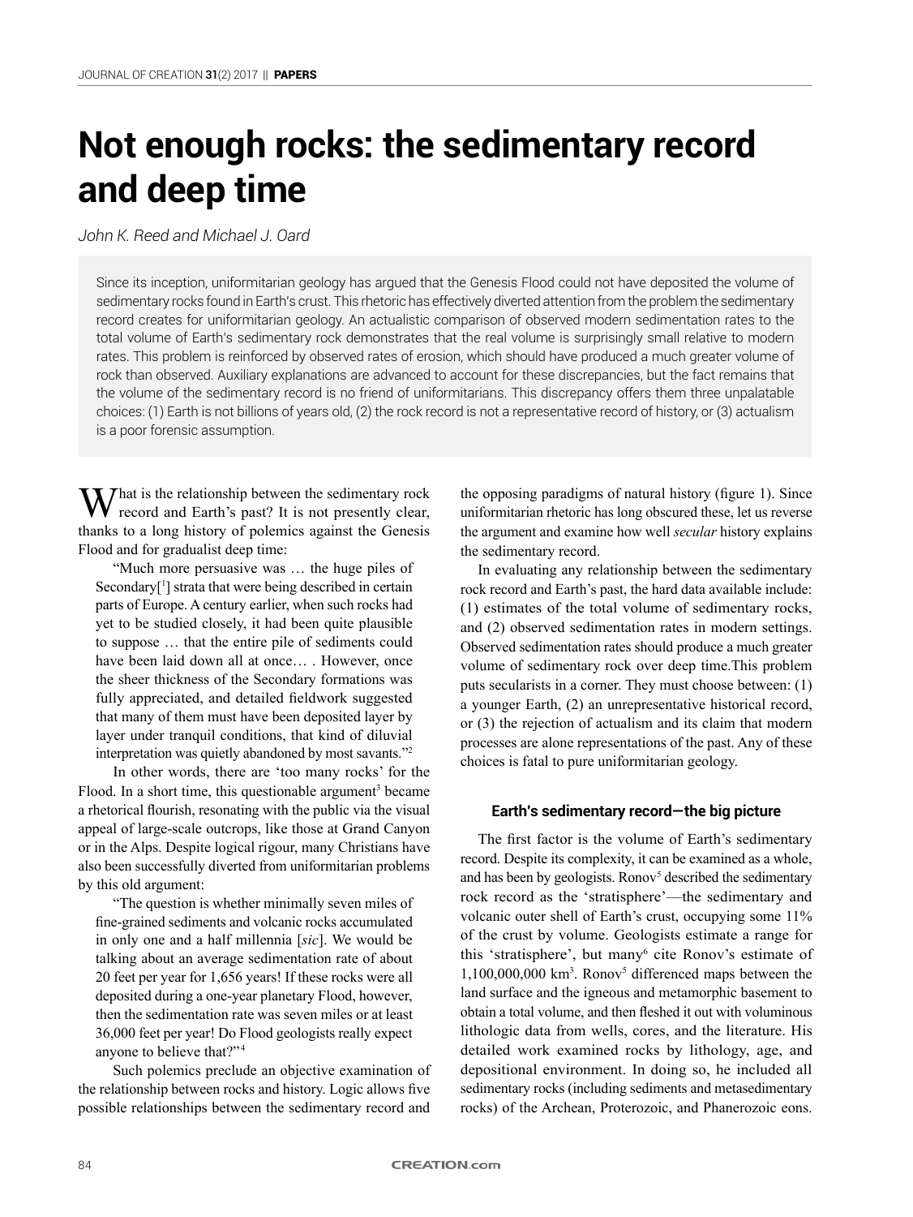# Not enough rocks: the sedimentary record and deep time

*John K. Reed and Michael J. Oard*

Since its inception, uniformitarian geology has argued that the Genesis Flood could not have deposited the volume of sedimentary rocks found in Earth's crust. This rhetoric has effectively diverted attention from the problem the sedimentary record creates for uniformitarian geology. An actualistic comparison of observed modern sedimentation rates to the total volume of Earth's sedimentary rock demonstrates that the real volume is surprisingly small relative to modern rates. This problem is reinforced by observed rates of erosion, which should have produced a much greater volume of rock than observed. Auxiliary explanations are advanced to account for these discrepancies, but the fact remains that the volume of the sedimentary record is no friend of uniformitarians. This discrepancy offers them three unpalatable choices: (1) Earth is not billions of years old, (2) the rock record is not a representative record of history, or (3) actualism is a poor forensic assumption.

What is the relationship between the sedimentary rock record and Earth's past? It is not presently clear, thanks to a long history of polemics against the Genesis Flood and for gradualist deep time:

> "Much more persuasive was … the huge piles of Secondary[[1]] strata that were being described in certain parts of Europe. A century earlier, when such rocks had yet to be studied closely, it had been quite plausible to suppose … that the entire pile of sediments could have been laid down all at once… . However, once the sheer thickness of the Secondary formations was fully appreciated, and detailed fieldwork suggested that many of them must have been deposited layer by layer under tranquil conditions, that kind of diluvial interpretation was quietly abandoned by most savants."[2]

In other words, there are 'too many rocks' for the Flood. In a short time, this questionable argument[3] became a rhetorical flourish, resonating with the public via the visual appeal of large-scale outcrops, like those at Grand Canyon or in the Alps. Despite logical rigour, many Christians have also been successfully diverted from uniformitarian problems by this old argument:

> "The question is whether minimally seven miles of fine-grained sediments and volcanic rocks accumulated in only one and a half millennia [*sic*]. We would be talking about an average sedimentation rate of about 20 feet per year for 1,656 years! If these rocks were all deposited during a one-year planetary Flood, however, then the sedimentation rate was seven miles or at least 36,000 feet per year! Do Flood geologists really expect anyone to believe that?"[4]

Such polemics preclude an objective examination of the relationship between rocks and history. Logic allows five possible relationships between the sedimentary record and the opposing paradigms of natural history (figure 1). Since uniformitarian rhetoric has long obscured these, let us reverse the argument and examine how well *secular* history explains the sedimentary record.

In evaluating any relationship between the sedimentary rock record and Earth's past, the hard data available include: (1) estimates of the total volume of sedimentary rocks, and (2) observed sedimentation rates in modern settings. Observed sedimentation rates should produce a much greater volume of sedimentary rock over deep time. This problem puts secularists in a corner. They must choose between: (1) a younger Earth, (2) an unrepresentative historical record, or (3) the rejection of actualism and its claim that modern processes are alone representations of the past. Any of these choices is fatal to pure uniformitarian geology.

## Earth's sedimentary record—the big picture

The first factor is the volume of Earth's sedimentary record. Despite its complexity, it can be examined as a whole, and has been by geologists. Ronov[5] described the sedimentary rock record as the 'stratisphere'—the sedimentary and volcanic outer shell of Earth's crust, occupying some 11% of the crust by volume. Geologists estimate a range for this 'stratisphere', but many[6] cite Ronov's estimate of 1,100,000,000 km$^3$. Ronov[5] differenced maps between the land surface and the igneous and metamorphic basement to obtain a total volume, and then fleshed it out with voluminous lithologic data from wells, cores, and the literature. His detailed work examined rocks by lithology, age, and depositional environment. In doing so, he included all sedimentary rocks (including sediments and metasedimentary rocks) of the Archean, Proterozoic, and Phanerozoic eons.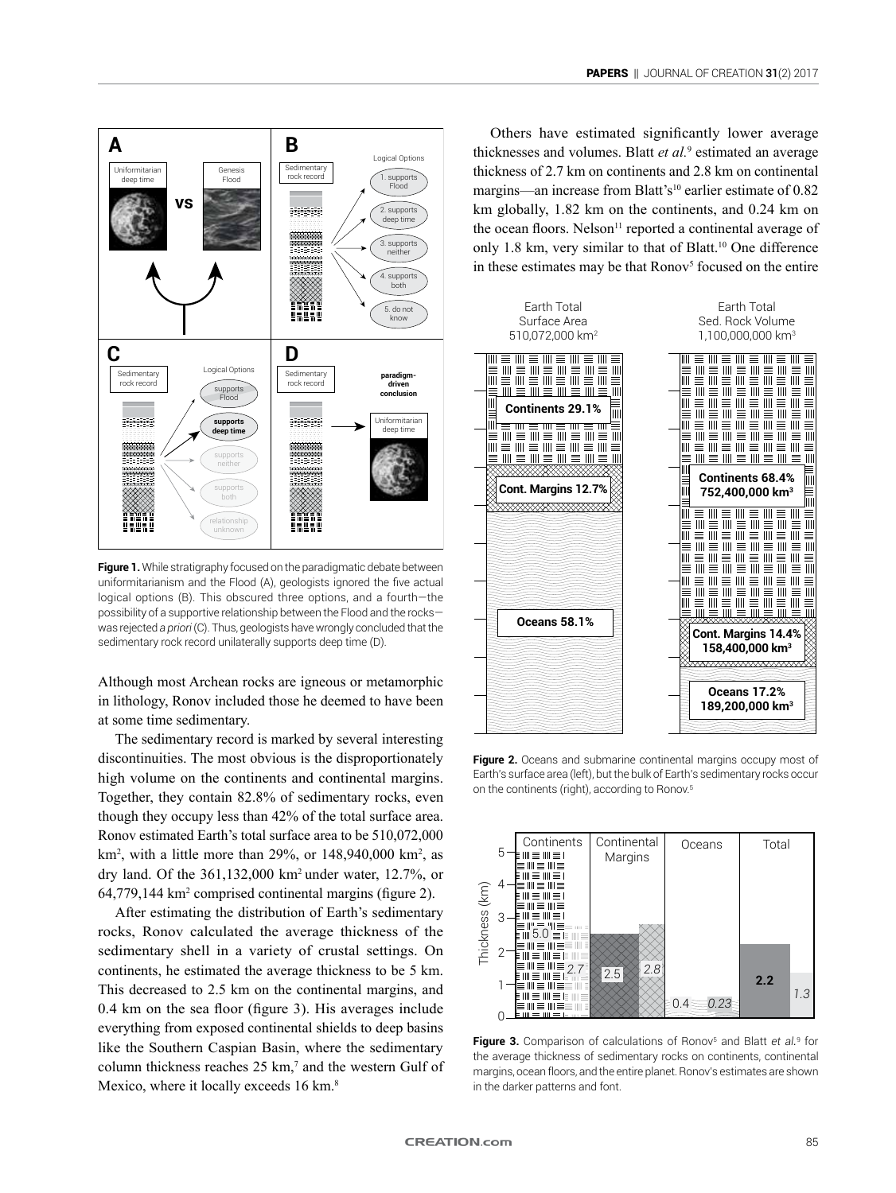**Figure 1.** While stratigraphy focused on the paradigmatic debate between uniformitarianism and the Flood (A), geologists ignored the five actual logical options (B). This obscured three options, and a fourth—the possibility of a supportive relationship between the Flood and the rocks—was rejected *a priori* (C). Thus, geologists have wrongly concluded that the sedimentary rock record unilaterally supports deep time (D).

Although most Archean rocks are igneous or metamorphic in lithology, Ronov included those he deemed to have been at some time sedimentary.

The sedimentary record is marked by several interesting discontinuities. The most obvious is the disproportionately high volume on the continents and continental margins. Together, they contain 82.8% of sedimentary rocks, even though they occupy less than 42% of the total surface area. Ronov estimated Earth's total surface area to be 510,072,000 km$^2$, with a little more than 29%, or 148,940,000 km$^2$, as dry land. Of the 361,132,000 km$^2$ under water, 12.7%, or 64,779,144 km$^2$ comprised continental margins (figure 2).

After estimating the distribution of Earth's sedimentary rocks, Ronov calculated the average thickness of the sedimentary shell in a variety of crustal settings. On continents, he estimated the average thickness to be 5 km. This decreased to 2.5 km on the continental margins, and 0.4 km on the sea floor (figure 3). His averages include everything from exposed continental shields to deep basins like the Southern Caspian Basin, where the sedimentary column thickness reaches 25 km,[7] and the western Gulf of Mexico, where it locally exceeds 16 km.[8]

Others have estimated significantly lower average thicknesses and volumes. Blatt *et al.*[9] estimated an average thickness of 2.7 km on continents and 2.8 km on continental margins—an increase from Blatt's[10] earlier estimate of 0.82 km globally, 1.82 km on the continents, and 0.24 km on the ocean floors. Nelson[11] reported a continental average of only 1.8 km, very similar to that of Blatt.[10] One difference in these estimates may be that Ronov[5] focused on the entire

**Figure 2.** Oceans and submarine continental margins occupy most of Earth's surface area (left), but the bulk of Earth's sedimentary rocks occur on the continents (right), according to Ronov.[5]

**Figure 3.** Comparison of calculations of Ronov[5] and Blatt *et al.*[9] for the average thickness of sedimentary rocks on continents, continental margins, ocean floors, and the entire planet. Ronov's estimates are shown in the darker patterns and font.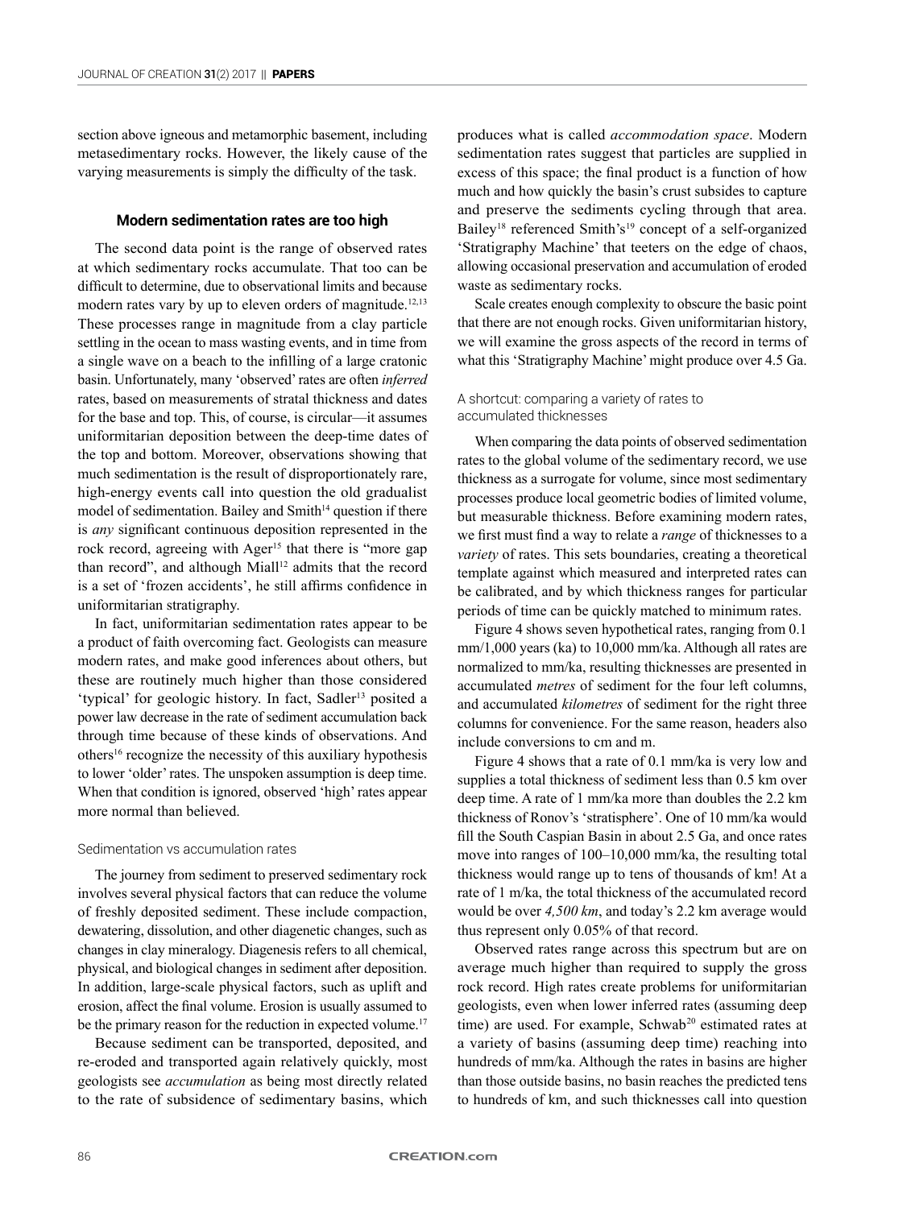section above igneous and metamorphic basement, including metasedimentary rocks. However, the likely cause of the varying measurements is simply the difficulty of the task.

## Modern sedimentation rates are too high

The second data point is the range of observed rates at which sedimentary rocks accumulate. That too can be difficult to determine, due to observational limits and because modern rates vary by up to eleven orders of magnitude.[12,13] These processes range in magnitude from a clay particle settling in the ocean to mass wasting events, and in time from a single wave on a beach to the infilling of a large cratonic basin. Unfortunately, many 'observed' rates are often *inferred* rates, based on measurements of stratal thickness and dates for the base and top. This, of course, is circular—it assumes uniformitarian deposition between the deep-time dates of the top and bottom. Moreover, observations showing that much sedimentation is the result of disproportionately rare, high-energy events call into question the old gradualist model of sedimentation. Bailey and Smith[14] question if there is *any* significant continuous deposition represented in the rock record, agreeing with Ager[15] that there is "more gap than record", and although Miall[12] admits that the record is a set of 'frozen accidents', he still affirms confidence in uniformitarian stratigraphy.

In fact, uniformitarian sedimentation rates appear to be a product of faith overcoming fact. Geologists can measure modern rates, and make good inferences about others, but these are routinely much higher than those considered 'typical' for geologic history. In fact, Sadler[13] posited a power law decrease in the rate of sediment accumulation back through time because of these kinds of observations. And others[16] recognize the necessity of this auxiliary hypothesis to lower 'older' rates. The unspoken assumption is deep time. When that condition is ignored, observed 'high' rates appear more normal than believed.

### Sedimentation vs accumulation rates

The journey from sediment to preserved sedimentary rock involves several physical factors that can reduce the volume of freshly deposited sediment. These include compaction, dewatering, dissolution, and other diagenetic changes, such as changes in clay mineralogy. Diagenesis refers to all chemical, physical, and biological changes in sediment after deposition. In addition, large-scale physical factors, such as uplift and erosion, affect the final volume. Erosion is usually assumed to be the primary reason for the reduction in expected volume.[17]

Because sediment can be transported, deposited, and re-eroded and transported again relatively quickly, most geologists see *accumulation* as being most directly related to the rate of subsidence of sedimentary basins, which produces what is called *accommodation space*. Modern sedimentation rates suggest that particles are supplied in excess of this space; the final product is a function of how much and how quickly the basin's crust subsides to capture and preserve the sediments cycling through that area. Bailey[18] referenced Smith's[19] concept of a self-organized 'Stratigraphy Machine' that teeters on the edge of chaos, allowing occasional preservation and accumulation of eroded waste as sedimentary rocks.

Scale creates enough complexity to obscure the basic point that there are not enough rocks. Given uniformitarian history, we will examine the gross aspects of the record in terms of what this 'Stratigraphy Machine' might produce over 4.5 Ga.

### A shortcut: comparing a variety of rates to accumulated thicknesses

When comparing the data points of observed sedimentation rates to the global volume of the sedimentary record, we use thickness as a surrogate for volume, since most sedimentary processes produce local geometric bodies of limited volume, but measurable thickness. Before examining modern rates, we first must find a way to relate a *range* of thicknesses to a *variety* of rates. This sets boundaries, creating a theoretical template against which measured and interpreted rates can be calibrated, and by which thickness ranges for particular periods of time can be quickly matched to minimum rates.

Figure 4 shows seven hypothetical rates, ranging from 0.1 mm/1,000 years (ka) to 10,000 mm/ka. Although all rates are normalized to mm/ka, resulting thicknesses are presented in accumulated *metres* of sediment for the four left columns, and accumulated *kilometres* of sediment for the right three columns for convenience. For the same reason, headers also include conversions to cm and m.

Figure 4 shows that a rate of 0.1 mm/ka is very low and supplies a total thickness of sediment less than 0.5 km over deep time. A rate of 1 mm/ka more than doubles the 2.2 km thickness of Ronov's 'stratisphere'. One of 10 mm/ka would fill the South Caspian Basin in about 2.5 Ga, and once rates move into ranges of 100–10,000 mm/ka, the resulting total thickness would range up to tens of thousands of km! At a rate of 1 m/ka, the total thickness of the accumulated record would be over *4,500 km*, and today's 2.2 km average would thus represent only 0.05% of that record.

Observed rates range across this spectrum but are on average much higher than required to supply the gross rock record. High rates create problems for uniformitarian geologists, even when lower inferred rates (assuming deep time) are used. For example, Schwab[20] estimated rates at a variety of basins (assuming deep time) reaching into hundreds of mm/ka. Although the rates in basins are higher than those outside basins, no basin reaches the predicted tens to hundreds of km, and such thicknesses call into question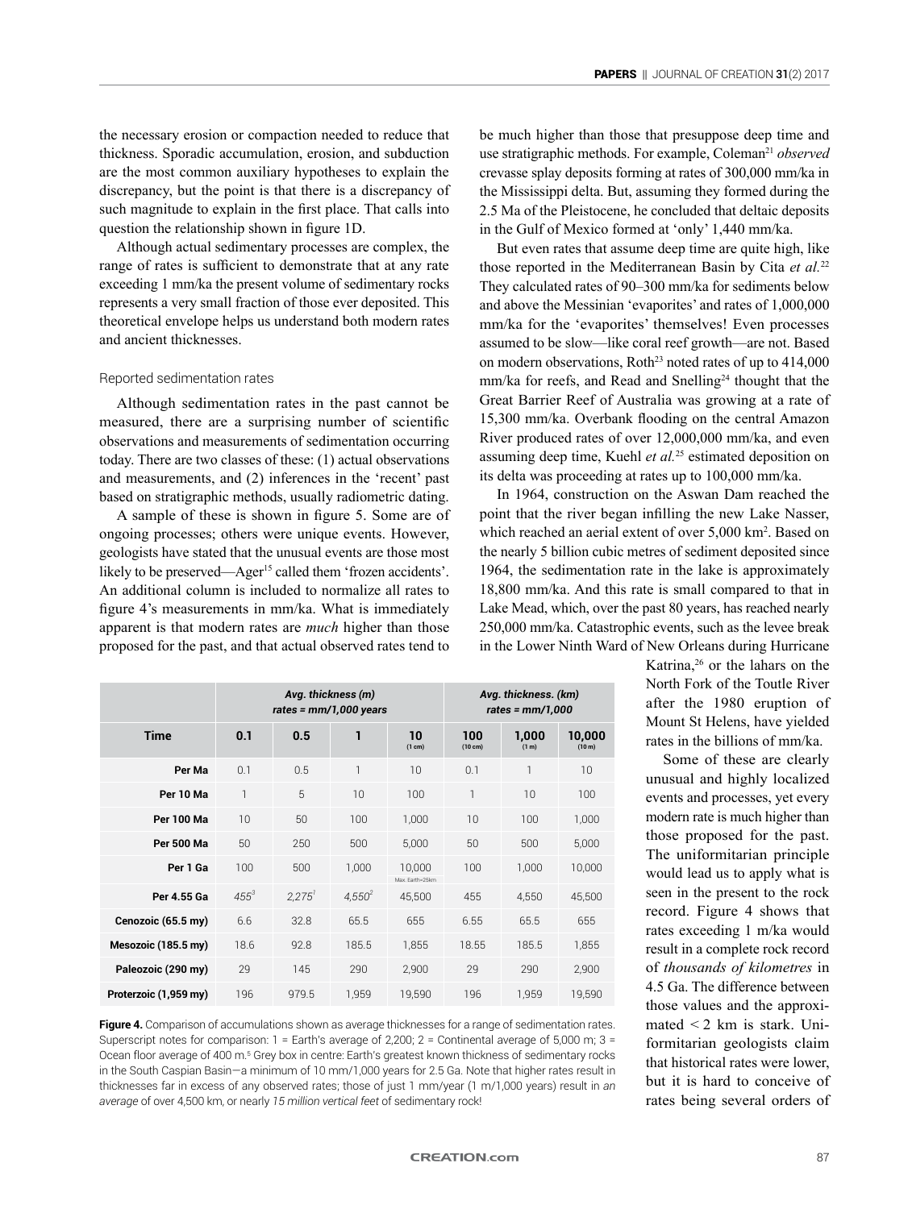the necessary erosion or compaction needed to reduce that thickness. Sporadic accumulation, erosion, and subduction are the most common auxiliary hypotheses to explain the discrepancy, but the point is that there is a discrepancy of such magnitude to explain in the first place. That calls into question the relationship shown in figure 1D.

Although actual sedimentary processes are complex, the range of rates is sufficient to demonstrate that at any rate exceeding 1 mm/ka the present volume of sedimentary rocks represents a very small fraction of those ever deposited. This theoretical envelope helps us understand both modern rates and ancient thicknesses.

### Reported sedimentation rates

Although sedimentation rates in the past cannot be measured, there are a surprising number of scientific observations and measurements of sedimentation occurring today. There are two classes of these: (1) actual observations and measurements, and (2) inferences in the 'recent' past based on stratigraphic methods, usually radiometric dating.

A sample of these is shown in figure 5. Some are of ongoing processes; others were unique events. However, geologists have stated that the unusual events are those most likely to be preserved—Ager[15] called them 'frozen accidents'. An additional column is included to normalize all rates to figure 4's measurements in mm/ka. What is immediately apparent is that modern rates are *much* higher than those proposed for the past, and that actual observed rates tend to be much higher than those that presuppose deep time and use stratigraphic methods. For example, Coleman[21] *observed* crevasse splay deposits forming at rates of 300,000 mm/ka in the Mississippi delta. But, assuming they formed during the 2.5 Ma of the Pleistocene, he concluded that deltaic deposits in the Gulf of Mexico formed at 'only' 1,440 mm/ka.

But even rates that assume deep time are quite high, like those reported in the Mediterranean Basin by Cita *et al.*[22] They calculated rates of 90–300 mm/ka for sediments below and above the Messinian 'evaporites' and rates of 1,000,000 mm/ka for the 'evaporites' themselves! Even processes assumed to be slow—like coral reef growth—are not. Based on modern observations, Roth[23] noted rates of up to 414,000 mm/ka for reefs, and Read and Snelling[24] thought that the Great Barrier Reef of Australia was growing at a rate of 15,300 mm/ka. Overbank flooding on the central Amazon River produced rates of over 12,000,000 mm/ka, and even assuming deep time, Kuehl *et al.*[25] estimated deposition on its delta was proceeding at rates up to 100,000 mm/ka.

In 1964, construction on the Aswan Dam reached the point that the river began infilling the new Lake Nasser, which reached an aerial extent of over 5,000 km$^2$. Based on the nearly 5 billion cubic metres of sediment deposited since 1964, the sedimentation rate in the lake is approximately 18,800 mm/ka. And this rate is small compared to that in Lake Mead, which, over the past 80 years, has reached nearly 250,000 mm/ka. Catastrophic events, such as the levee break in the Lower Ninth Ward of New Orleans during Hurricane Katrina,[26] or the lahars on the North Fork of the Toutle River after the 1980 eruption of Mount St Helens, have yielded rates in the billions of mm/ka.

Some of these are clearly unusual and highly localized events and processes, yet every modern rate is much higher than those proposed for the past. The uniformitarian principle would lead us to apply what is seen in the present to the rock record. Figure 4 shows that rates exceeding 1 m/ka would result in a complete rock record of *thousands of kilometres* in 4.5 Ga. The difference between those values and the approximated < 2 km is stark. Uniformitarian geologists claim that historical rates were lower, but it is hard to conceive of rates being several orders of

| | *Avg. thickness (m) rates = mm/1,000 years* | | | | *Avg. thickness. (km) rates = mm/1,000* | | |
|---|---|---|---|---|---|---|---|
| **Time** | **0.1** | **0.5** | **1** | **10 (1 cm)** | **100 (10 cm)** | **1,000 (1 m)** | **10,000 (10 m)** |
| **Per Ma** | 0.1 | 0.5 | 1 | 10 | 0.1 | 1 | 10 |
| **Per 10 Ma** | 1 | 5 | 10 | 100 | 1 | 10 | 100 |
| **Per 100 Ma** | 10 | 50 | 100 | 1,000 | 10 | 100 | 1,000 |
| **Per 500 Ma** | 50 | 250 | 500 | 5,000 | 50 | 500 | 5,000 |
| **Per 1 Ga** | 100 | 500 | 1,000 | 10,000 Max. Earth=25km | 100 | 1,000 | 10,000 |
| **Per 4.55 Ga** | *455*[3] | *2,275*[1] | *4,550*[2] | 45,500 | 455 | 4,550 | 45,500 |
| **Cenozoic (65.5 my)** | 6.6 | 32.8 | 65.5 | 655 | 6.55 | 65.5 | 655 |
| **Mesozoic (185.5 my)** | 18.6 | 92.8 | 185.5 | 1,855 | 18.55 | 185.5 | 1,855 |
| **Paleozoic (290 my)** | 29 | 145 | 290 | 2,900 | 29 | 290 | 2,900 |
| **Proterzoic (1,959 my)** | 196 | 979.5 | 1,959 | 19,590 | 196 | 1,959 | 19,590 |

**Figure 4.** Comparison of accumulations shown as average thicknesses for a range of sedimentation rates. Superscript notes for comparison: 1 = Earth's average of 2,200; 2 = Continental average of 5,000 m; 3 = Ocean floor average of 400 m.[5] Grey box in centre: Earth's greatest known thickness of sedimentary rocks in the South Caspian Basin—a minimum of 10 mm/1,000 years for 2.5 Ga. Note that higher rates result in thicknesses far in excess of any observed rates; those of just 1 mm/year (1 m/1,000 years) result in *an average* of over 4,500 km, or nearly *15 million vertical feet* of sedimentary rock!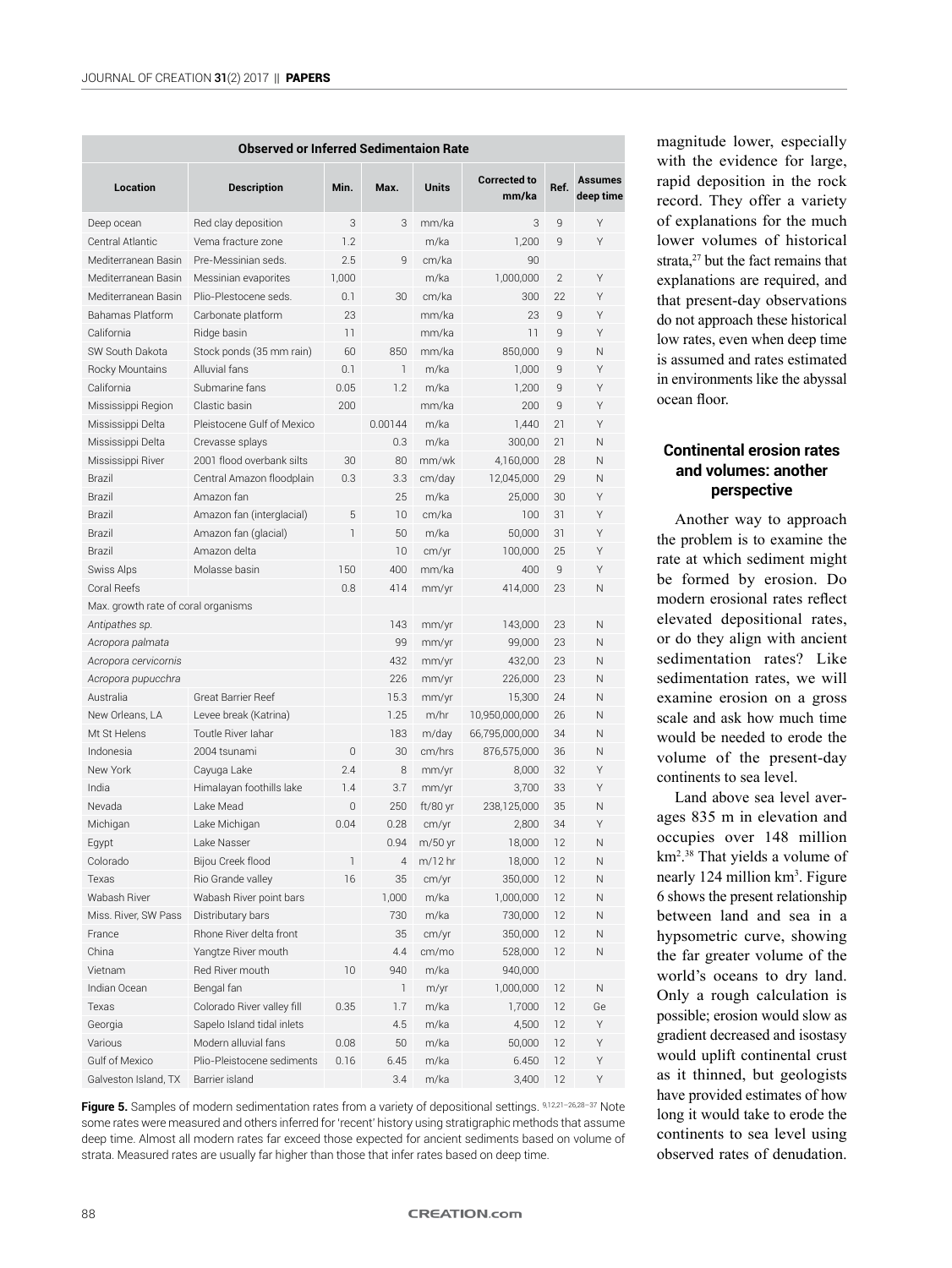| Observed or Inferred Sedimentaion Rate | | | | | | | |
|---|---|---|---|---|---|---|---|
| **Location** | **Description** | **Min.** | **Max.** | **Units** | **Corrected to mm/ka** | **Ref.** | **Assumes deep time** |
| Deep ocean | Red clay deposition | 3 | 3 | mm/ka | 3 | 9 | Y |
| Central Atlantic | Vema fracture zone | 1.2 | | m/ka | 1,200 | 9 | Y |
| Mediterranean Basin | Pre-Messinian seds. | 2.5 | 9 | cm/ka | 90 | | |
| Mediterranean Basin | Messinian evaporites | 1,000 | | m/ka | 1,000,000 | 2 | Y |
| Mediterranean Basin | Plio-Plestocene seds. | 0.1 | 30 | cm/ka | 300 | 22 | Y |
| Bahamas Platform | Carbonate platform | 23 | | mm/ka | 23 | 9 | Y |
| California | Ridge basin | 11 | | mm/ka | 11 | 9 | Y |
| SW South Dakota | Stock ponds (35 mm rain) | 60 | 850 | mm/ka | 850,000 | 9 | N |
| Rocky Mountains | Alluvial fans | 0.1 | 1 | m/ka | 1,000 | 9 | Y |
| California | Submarine fans | 0.05 | 1.2 | m/ka | 1,200 | 9 | Y |
| Mississippi Region | Clastic basin | 200 | | mm/ka | 200 | 9 | Y |
| Mississippi Delta | Pleistocene Gulf of Mexico | | 0.00144 | m/ka | 1,440 | 21 | Y |
| Mississippi Delta | Crevasse splays | | 0.3 | m/ka | 300,00 | 21 | N |
| Mississippi River | 2001 flood overbank silts | 30 | 80 | mm/wk | 4,160,000 | 28 | N |
| Brazil | Central Amazon floodplain | 0.3 | 3.3 | cm/day | 12,045,000 | 29 | N |
| Brazil | Amazon fan | | 25 | m/ka | 25,000 | 30 | Y |
| Brazil | Amazon fan (interglacial) | 5 | 10 | cm/ka | 100 | 31 | Y |
| Brazil | Amazon fan (glacial) | 1 | 50 | m/ka | 50,000 | 31 | Y |
| Brazil | Amazon delta | | 10 | cm/yr | 100,000 | 25 | Y |
| Swiss Alps | Molasse basin | 150 | 400 | mm/ka | 400 | 9 | Y |
| Coral Reefs | | 0.8 | 414 | mm/yr | 414,000 | 23 | N |
| Max. growth rate of coral organisms | | | | | | | |
| *Antipathes sp.* | | | 143 | mm/yr | 143,000 | 23 | N |
| *Acropora palmata* | | | 99 | mm/yr | 99,000 | 23 | N |
| *Acropora cervicornis* | | | 432 | mm/yr | 432,00 | 23 | N |
| *Acropora pupucchra* | | | 226 | mm/yr | 226,000 | 23 | N |
| Australia | Great Barrier Reef | | 15.3 | mm/yr | 15,300 | 24 | N |
| New Orleans, LA | Levee break (Katrina) | | 1.25 | m/hr | 10,950,000,000 | 26 | N |
| Mt St Helens | Toutle River lahar | | 183 | m/day | 66,795,000,000 | 34 | N |
| Indonesia | 2004 tsunami | 0 | 30 | cm/hrs | 876,575,000 | 36 | N |
| New York | Cayuga Lake | 2.4 | 8 | mm/yr | 8,000 | 32 | Y |
| India | Himalayan foothills lake | 1.4 | 3.7 | mm/yr | 3,700 | 33 | Y |
| Nevada | Lake Mead | 0 | 250 | ft/80 yr | 238,125,000 | 35 | N |
| Michigan | Lake Michigan | 0.04 | 0.28 | cm/yr | 2,800 | 34 | Y |
| Egypt | Lake Nasser | | 0.94 | m/50 yr | 18,000 | 12 | N |
| Colorado | Bijou Creek flood | 1 | 4 | m/12 hr | 18,000 | 12 | N |
| Texas | Rio Grande valley | 16 | 35 | cm/yr | 350,000 | 12 | N |
| Wabash River | Wabash River point bars | | 1,000 | m/ka | 1,000,000 | 12 | N |
| Miss. River, SW Pass | Distributary bars | | 730 | m/ka | 730,000 | 12 | N |
| France | Rhone River delta front | | 35 | cm/yr | 350,000 | 12 | N |
| China | Yangtze River mouth | | 4.4 | cm/mo | 528,000 | 12 | N |
| Vietnam | Red River mouth | 10 | 940 | m/ka | 940,000 | | |
| Indian Ocean | Bengal fan | | 1 | m/yr | 1,000,000 | 12 | N |
| Texas | Colorado River valley fill | 0.35 | 1.7 | m/ka | 1,7000 | 12 | Ge |
| Georgia | Sapelo Island tidal inlets | | 4.5 | m/ka | 4,500 | 12 | Y |
| Various | Modern alluvial fans | 0.08 | 50 | m/ka | 50,000 | 12 | Y |
| Gulf of Mexico | Plio-Pleistocene sediments | 0.16 | 6.45 | m/ka | 6.450 | 12 | Y |
| Galveston Island, TX | Barrier island | | 3.4 | m/ka | 3,400 | 12 | Y |

**Figure 5.** Samples of modern sedimentation rates from a variety of depositional settings. [9,12,21–26,28–37] Note some rates were measured and others inferred for 'recent' history using stratigraphic methods that assume deep time. Almost all modern rates far exceed those expected for ancient sediments based on volume of strata. Measured rates are usually far higher than those that infer rates based on deep time.

magnitude lower, especially with the evidence for large, rapid deposition in the rock record. They offer a variety of explanations for the much lower volumes of historical strata,[27] but the fact remains that explanations are required, and that present-day observations do not approach these historical low rates, even when deep time is assumed and rates estimated in environments like the abyssal ocean floor.

## Continental erosion rates and volumes: another perspective

Another way to approach the problem is to examine the rate at which sediment might be formed by erosion. Do modern erosional rates reflect elevated depositional rates, or do they align with ancient sedimentation rates? Like sedimentation rates, we will examine erosion on a gross scale and ask how much time would be needed to erode the volume of the present-day continents to sea level.

Land above sea level averages 835 m in elevation and occupies over 148 million km$^2$.[38] That yields a volume of nearly 124 million km$^3$. Figure 6 shows the present relationship between land and sea in a hypsometric curve, showing the far greater volume of the world's oceans to dry land. Only a rough calculation is possible; erosion would slow as gradient decreased and isostasy would uplift continental crust as it thinned, but geologists have provided estimates of how long it would take to erode the continents to sea level using observed rates of denudation.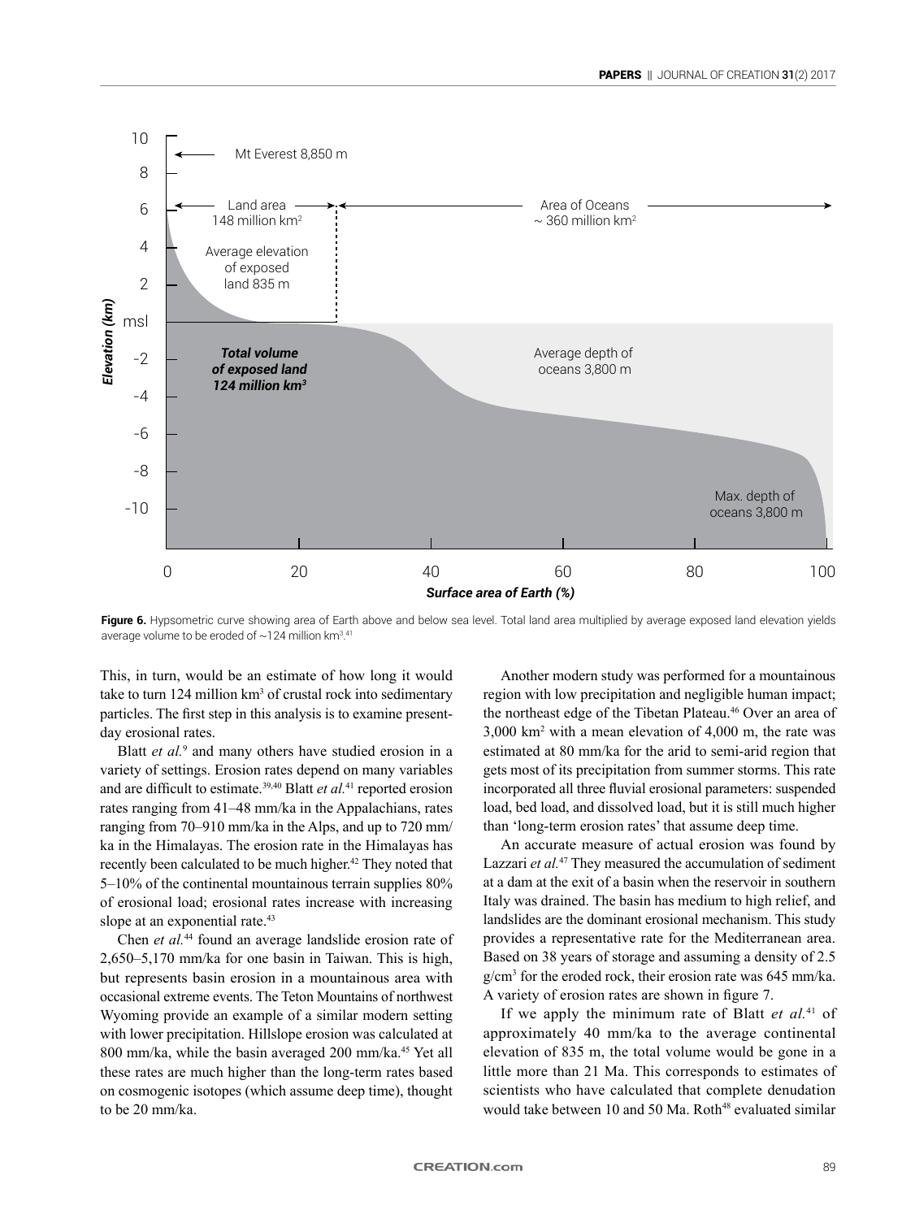Figure 6. Hypsometric curve showing area of Earth above and below sea level. Total land area multiplied by average exposed land elevation yields average volume to be eroded of ~124 million km³.[41]

This, in turn, would be an estimate of how long it would take to turn 124 million km³ of crustal rock into sedimentary particles. The first step in this analysis is to examine present-day erosional rates.

Blatt *et al.*[9] and many others have studied erosion in a variety of settings. Erosion rates depend on many variables and are difficult to estimate.[39,40] Blatt *et al.*[41] reported erosion rates ranging from 41–48 mm/ka in the Appalachians, rates ranging from 70–910 mm/ka in the Alps, and up to 720 mm/ka in the Himalayas. The erosion rate in the Himalayas has recently been calculated to be much higher.[42] They noted that 5–10% of the continental mountainous terrain supplies 80% of erosional load; erosional rates increase with increasing slope at an exponential rate.[43]

Chen *et al.*[44] found an average landslide erosion rate of 2,650–5,170 mm/ka for one basin in Taiwan. This is high, but represents basin erosion in a mountainous area with occasional extreme events. The Teton Mountains of northwest Wyoming provide an example of a similar modern setting with lower precipitation. Hillslope erosion was calculated at 800 mm/ka, while the basin averaged 200 mm/ka.[45] Yet all these rates are much higher than the long-term rates based on cosmogenic isotopes (which assume deep time), thought to be 20 mm/ka.

Another modern study was performed for a mountainous region with low precipitation and negligible human impact; the northeast edge of the Tibetan Plateau.[46] Over an area of 3,000 km² with a mean elevation of 4,000 m, the rate was estimated at 80 mm/ka for the arid to semi-arid region that gets most of its precipitation from summer storms. This rate incorporated all three fluvial erosional parameters: suspended load, bed load, and dissolved load, but it is still much higher than 'long-term erosion rates' that assume deep time.

An accurate measure of actual erosion was found by Lazzari *et al.*[47] They measured the accumulation of sediment at a dam at the exit of a basin when the reservoir in southern Italy was drained. The basin has medium to high relief, and landslides are the dominant erosional mechanism. This study provides a representative rate for the Mediterranean area. Based on 38 years of storage and assuming a density of 2.5 g/cm³ for the eroded rock, their erosion rate was 645 mm/ka. A variety of erosion rates are shown in figure 7.

If we apply the minimum rate of Blatt *et al.*[41] of approximately 40 mm/ka to the average continental elevation of 835 m, the total volume would be gone in a little more than 21 Ma. This corresponds to estimates of scientists who have calculated that complete denudation would take between 10 and 50 Ma. Roth[48] evaluated similar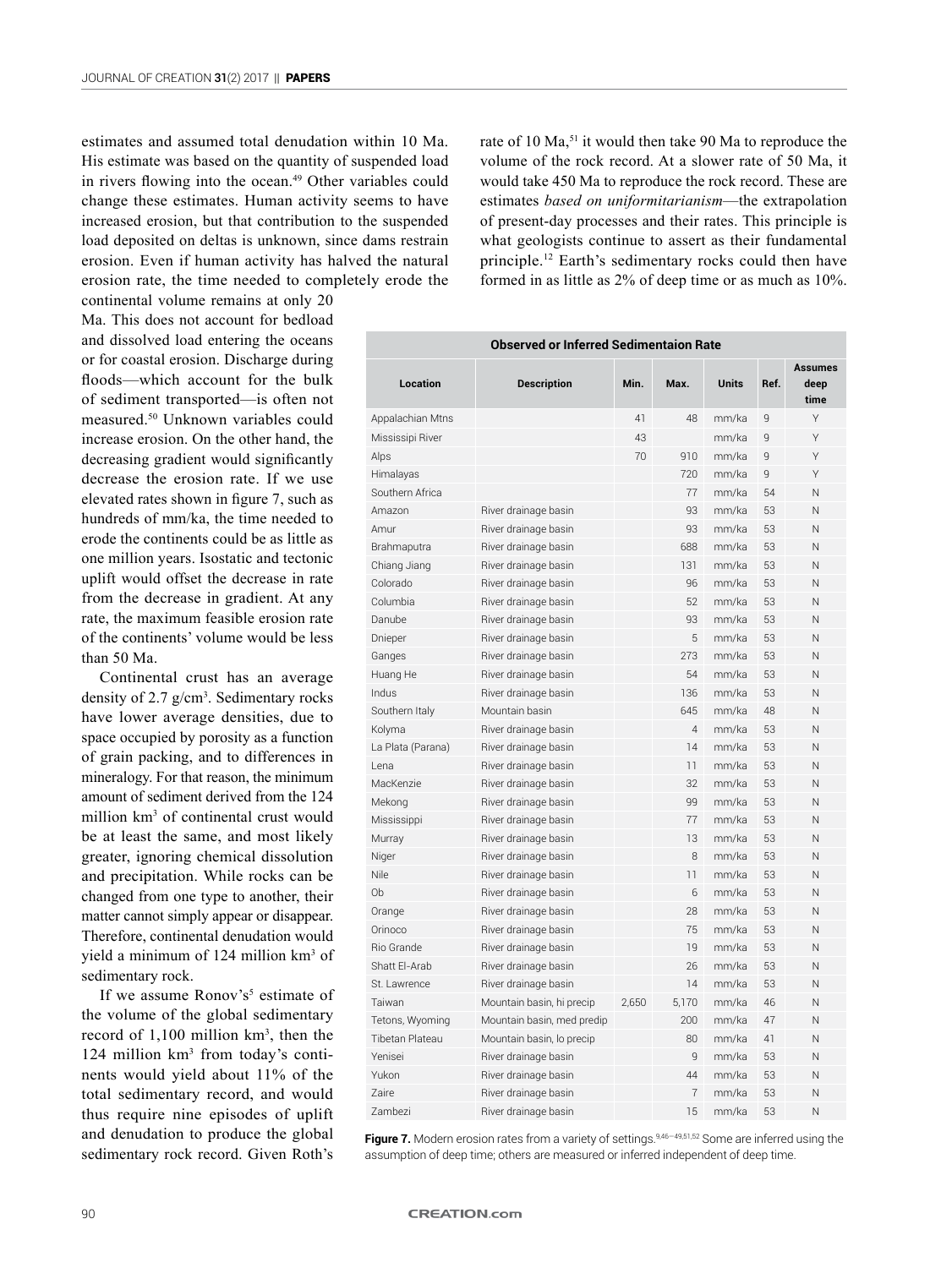estimates and assumed total denudation within 10 Ma. His estimate was based on the quantity of suspended load in rivers flowing into the ocean.[49] Other variables could change these estimates. Human activity seems to have increased erosion, but that contribution to the suspended load deposited on deltas is unknown, since dams restrain erosion. Even if human activity has halved the natural erosion rate, the time needed to completely erode the continental volume remains at only 20 Ma. This does not account for bedload and dissolved load entering the oceans or for coastal erosion. Discharge during floods—which account for the bulk of sediment transported—is often not measured.[50] Unknown variables could increase erosion. On the other hand, the decreasing gradient would significantly decrease the erosion rate. If we use elevated rates shown in figure 7, such as hundreds of mm/ka, the time needed to erode the continents could be as little as one million years. Isostatic and tectonic uplift would offset the decrease in rate from the decrease in gradient. At any rate, the maximum feasible erosion rate of the continents' volume would be less than 50 Ma.

Continental crust has an average density of 2.7 g/cm$^3$. Sedimentary rocks have lower average densities, due to space occupied by porosity as a function of grain packing, and to differences in mineralogy. For that reason, the minimum amount of sediment derived from the 124 million km$^3$ of continental crust would be at least the same, and most likely greater, ignoring chemical dissolution and precipitation. While rocks can be changed from one type to another, their matter cannot simply appear or disappear. Therefore, continental denudation would yield a minimum of 124 million km$^3$ of sedimentary rock.

If we assume Ronov's[5] estimate of the volume of the global sedimentary record of 1,100 million km$^3$, then the 124 million km$^3$ from today's continents would yield about 11% of the total sedimentary record, and would thus require nine episodes of uplift and denudation to produce the global sedimentary rock record. Given Roth's rate of 10 Ma,[51] it would then take 90 Ma to reproduce the volume of the rock record. At a slower rate of 50 Ma, it would take 450 Ma to reproduce the rock record. These are estimates *based on uniformitarianism*—the extrapolation of present-day processes and their rates. This principle is what geologists continue to assert as their fundamental principle.[12] Earth's sedimentary rocks could then have formed in as little as 2% of deep time or as much as 10%.

| Observed or Inferred Sedimentaion Rate | | | | | | |
|---|---|---|---|---|---|---|
| Location | Description | Min. | Max. | Units | Ref. | Assumes deep time |
| Appalachian Mtns | | 41 | 48 | mm/ka | 9 | Y |
| Mississipi River | | 43 | | mm/ka | 9 | Y |
| Alps | | 70 | 910 | mm/ka | 9 | Y |
| Himalayas | | | 720 | mm/ka | 9 | Y |
| Southern Africa | | | 77 | mm/ka | 54 | N |
| Amazon | River drainage basin | | 93 | mm/ka | 53 | N |
| Amur | River drainage basin | | 93 | mm/ka | 53 | N |
| Brahmaputra | River drainage basin | | 688 | mm/ka | 53 | N |
| Chiang Jiang | River drainage basin | | 131 | mm/ka | 53 | N |
| Colorado | River drainage basin | | 96 | mm/ka | 53 | N |
| Columbia | River drainage basin | | 52 | mm/ka | 53 | N |
| Danube | River drainage basin | | 93 | mm/ka | 53 | N |
| Dnieper | River drainage basin | | 5 | mm/ka | 53 | N |
| Ganges | River drainage basin | | 273 | mm/ka | 53 | N |
| Huang He | River drainage basin | | 54 | mm/ka | 53 | N |
| Indus | River drainage basin | | 136 | mm/ka | 53 | N |
| Southern Italy | Mountain basin | | 645 | mm/ka | 48 | N |
| Kolyma | River drainage basin | | 4 | mm/ka | 53 | N |
| La Plata (Parana) | River drainage basin | | 14 | mm/ka | 53 | N |
| Lena | River drainage basin | | 11 | mm/ka | 53 | N |
| MacKenzie | River drainage basin | | 32 | mm/ka | 53 | N |
| Mekong | River drainage basin | | 99 | mm/ka | 53 | N |
| Mississippi | River drainage basin | | 77 | mm/ka | 53 | N |
| Murray | River drainage basin | | 13 | mm/ka | 53 | N |
| Niger | River drainage basin | | 8 | mm/ka | 53 | N |
| Nile | River drainage basin | | 11 | mm/ka | 53 | N |
| Ob | River drainage basin | | 6 | mm/ka | 53 | N |
| Orange | River drainage basin | | 28 | mm/ka | 53 | N |
| Orinoco | River drainage basin | | 75 | mm/ka | 53 | N |
| Rio Grande | River drainage basin | | 19 | mm/ka | 53 | N |
| Shatt El-Arab | River drainage basin | | 26 | mm/ka | 53 | N |
| St. Lawrence | River drainage basin | | 14 | mm/ka | 53 | N |
| Taiwan | Mountain basin, hi precip | 2,650 | 5,170 | mm/ka | 46 | N |
| Tetons, Wyoming | Mountain basin, med predip | | 200 | mm/ka | 47 | N |
| Tibetan Plateau | Mountain basin, lo precip | | 80 | mm/ka | 41 | N |
| Yenisei | River drainage basin | | 9 | mm/ka | 53 | N |
| Yukon | River drainage basin | | 44 | mm/ka | 53 | N |
| Zaire | River drainage basin | | 7 | mm/ka | 53 | N |
| Zambezi | River drainage basin | | 15 | mm/ka | 53 | N |

**Figure 7.** Modern erosion rates from a variety of settings.[9,46–49,51,52] Some are inferred using the assumption of deep time; others are measured or inferred independent of deep time.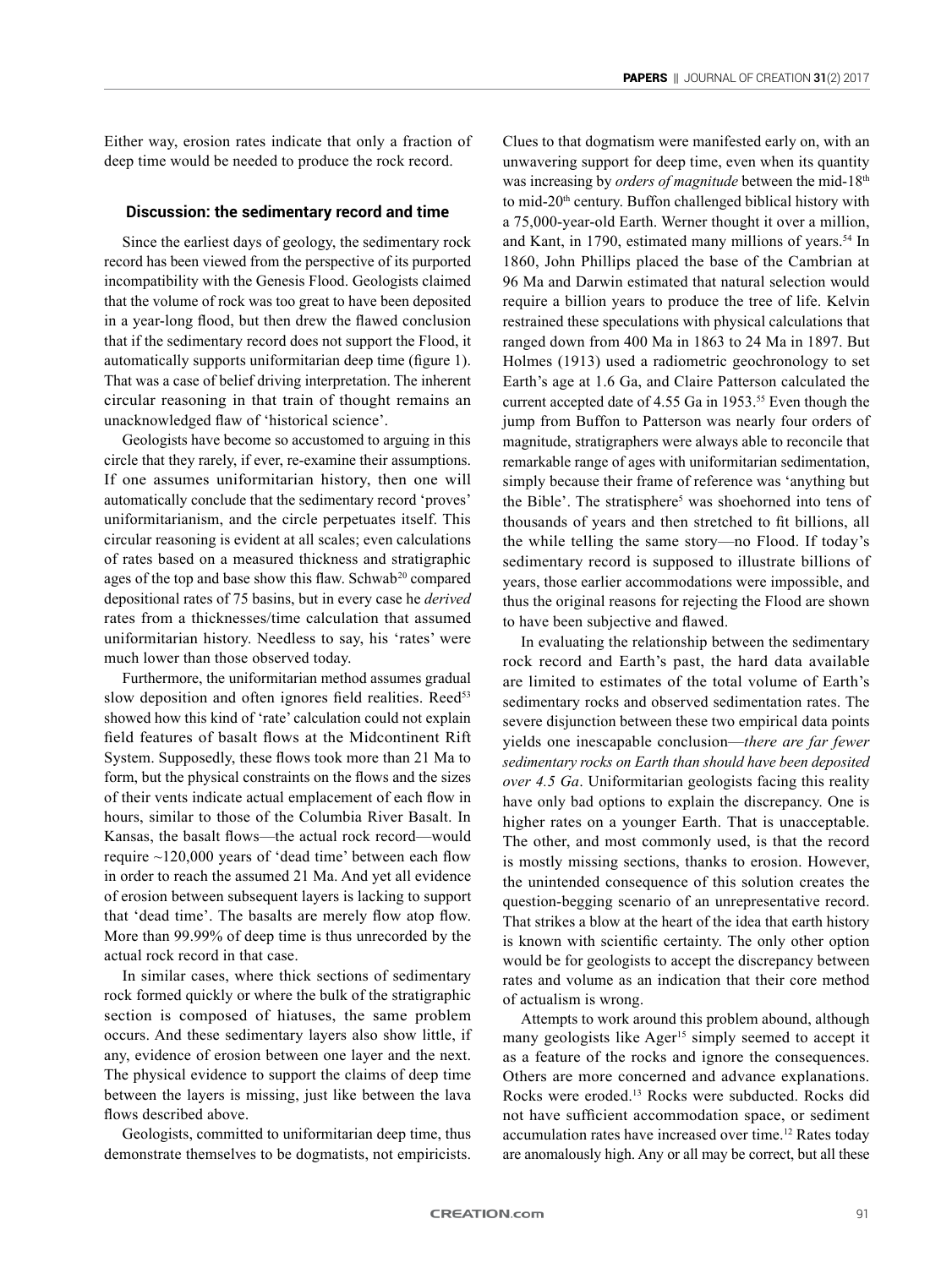Either way, erosion rates indicate that only a fraction of deep time would be needed to produce the rock record.

## Discussion: the sedimentary record and time

Since the earliest days of geology, the sedimentary rock record has been viewed from the perspective of its purported incompatibility with the Genesis Flood. Geologists claimed that the volume of rock was too great to have been deposited in a year-long flood, but then drew the flawed conclusion that if the sedimentary record does not support the Flood, it automatically supports uniformitarian deep time (figure 1). That was a case of belief driving interpretation. The inherent circular reasoning in that train of thought remains an unacknowledged flaw of 'historical science'.

Geologists have become so accustomed to arguing in this circle that they rarely, if ever, re-examine their assumptions. If one assumes uniformitarian history, then one will automatically conclude that the sedimentary record 'proves' uniformitarianism, and the circle perpetuates itself. This circular reasoning is evident at all scales; even calculations of rates based on a measured thickness and stratigraphic ages of the top and base show this flaw. Schwab[20] compared depositional rates of 75 basins, but in every case he *derived* rates from a thicknesses/time calculation that assumed uniformitarian history. Needless to say, his 'rates' were much lower than those observed today.

Furthermore, the uniformitarian method assumes gradual slow deposition and often ignores field realities. Reed[53] showed how this kind of 'rate' calculation could not explain field features of basalt flows at the Midcontinent Rift System. Supposedly, these flows took more than 21 Ma to form, but the physical constraints on the flows and the sizes of their vents indicate actual emplacement of each flow in hours, similar to those of the Columbia River Basalt. In Kansas, the basalt flows—the actual rock record—would require ~120,000 years of 'dead time' between each flow in order to reach the assumed 21 Ma. And yet all evidence of erosion between subsequent layers is lacking to support that 'dead time'. The basalts are merely flow atop flow. More than 99.99% of deep time is thus unrecorded by the actual rock record in that case.

In similar cases, where thick sections of sedimentary rock formed quickly or where the bulk of the stratigraphic section is composed of hiatuses, the same problem occurs. And these sedimentary layers also show little, if any, evidence of erosion between one layer and the next. The physical evidence to support the claims of deep time between the layers is missing, just like between the lava flows described above.

Geologists, committed to uniformitarian deep time, thus demonstrate themselves to be dogmatists, not empiricists. Clues to that dogmatism were manifested early on, with an unwavering support for deep time, even when its quantity was increasing by *orders of magnitude* between the mid-18th to mid-20th century. Buffon challenged biblical history with a 75,000-year-old Earth. Werner thought it over a million, and Kant, in 1790, estimated many millions of years.[54] In 1860, John Phillips placed the base of the Cambrian at 96 Ma and Darwin estimated that natural selection would require a billion years to produce the tree of life. Kelvin restrained these speculations with physical calculations that ranged down from 400 Ma in 1863 to 24 Ma in 1897. But Holmes (1913) used a radiometric geochronology to set Earth's age at 1.6 Ga, and Claire Patterson calculated the current accepted date of 4.55 Ga in 1953.[55] Even though the jump from Buffon to Patterson was nearly four orders of magnitude, stratigraphers were always able to reconcile that remarkable range of ages with uniformitarian sedimentation, simply because their frame of reference was 'anything but the Bible'. The stratisphere[5] was shoehorned into tens of thousands of years and then stretched to fit billions, all the while telling the same story—no Flood. If today's sedimentary record is supposed to illustrate billions of years, those earlier accommodations were impossible, and thus the original reasons for rejecting the Flood are shown to have been subjective and flawed.

In evaluating the relationship between the sedimentary rock record and Earth's past, the hard data available are limited to estimates of the total volume of Earth's sedimentary rocks and observed sedimentation rates. The severe disjunction between these two empirical data points yields one inescapable conclusion—*there are far fewer sedimentary rocks on Earth than should have been deposited over 4.5 Ga*. Uniformitarian geologists facing this reality have only bad options to explain the discrepancy. One is higher rates on a younger Earth. That is unacceptable. The other, and most commonly used, is that the record is mostly missing sections, thanks to erosion. However, the unintended consequence of this solution creates the question-begging scenario of an unrepresentative record. That strikes a blow at the heart of the idea that earth history is known with scientific certainty. The only other option would be for geologists to accept the discrepancy between rates and volume as an indication that their core method of actualism is wrong.

Attempts to work around this problem abound, although many geologists like Ager[15] simply seemed to accept it as a feature of the rocks and ignore the consequences. Others are more concerned and advance explanations. Rocks were eroded.[13] Rocks were subducted. Rocks did not have sufficient accommodation space, or sediment accumulation rates have increased over time.[12] Rates today are anomalously high. Any or all may be correct, but all these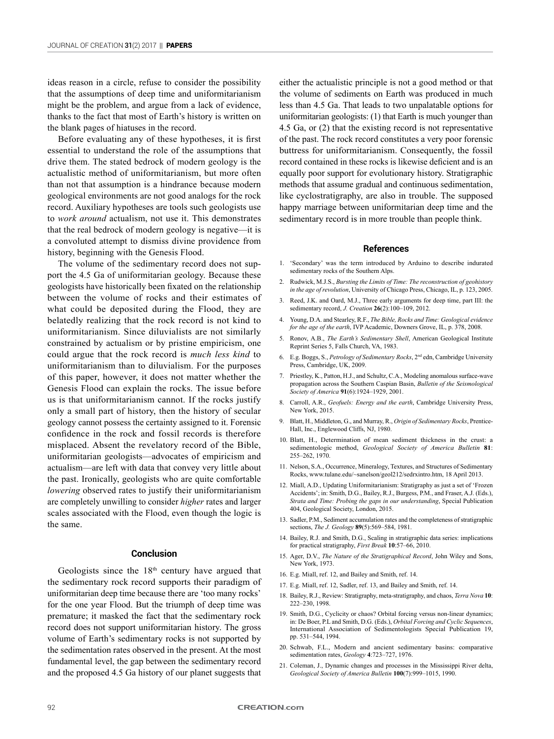ideas reason in a circle, refuse to consider the possibility that the assumptions of deep time and uniformitarianism might be the problem, and argue from a lack of evidence, thanks to the fact that most of Earth's history is written on the blank pages of hiatuses in the record.

Before evaluating any of these hypotheses, it is first essential to understand the role of the assumptions that drive them. The stated bedrock of modern geology is the actualistic method of uniformitarianism, but more often than not that assumption is a hindrance because modern geological environments are not good analogs for the rock record. Auxiliary hypotheses are tools such geologists use to *work around* actualism, not use it. This demonstrates that the real bedrock of modern geology is negative—it is a convoluted attempt to dismiss divine providence from history, beginning with the Genesis Flood.

The volume of the sedimentary record does not support the 4.5 Ga of uniformitarian geology. Because these geologists have historically been fixated on the relationship between the volume of rocks and their estimates of what could be deposited during the Flood, they are belatedly realizing that the rock record is not kind to uniformitarianism. Since diluvialists are not similarly constrained by actualism or by pristine empiricism, one could argue that the rock record is *much less kind* to uniformitarianism than to diluvialism. For the purposes of this paper, however, it does not matter whether the Genesis Flood can explain the rocks. The issue before us is that uniformitarianism cannot. If the rocks justify only a small part of history, then the history of secular geology cannot possess the certainty assigned to it. Forensic confidence in the rock and fossil records is therefore misplaced. Absent the revelatory record of the Bible, uniformitarian geologists—advocates of empiricism and actualism—are left with data that convey very little about the past. Ironically, geologists who are quite comfortable *lowering* observed rates to justify their uniformitarianism are completely unwilling to consider *higher* rates and larger scales associated with the Flood, even though the logic is the same.

## Conclusion

Geologists since the 18th century have argued that the sedimentary rock record supports their paradigm of uniformitarian deep time because there are 'too many rocks' for the one year Flood. But the triumph of deep time was premature; it masked the fact that the sedimentary rock record does not support uniformitarian history. The gross volume of Earth's sedimentary rocks is not supported by the sedimentation rates observed in the present. At the most fundamental level, the gap between the sedimentary record and the proposed 4.5 Ga history of our planet suggests that either the actualistic principle is not a good method or that the volume of sediments on Earth was produced in much less than 4.5 Ga. That leads to two unpalatable options for uniformitarian geologists: (1) that Earth is much younger than 4.5 Ga, or (2) that the existing record is not representative of the past. The rock record constitutes a very poor forensic buttress for uniformitarianism. Consequently, the fossil record contained in these rocks is likewise deficient and is an equally poor support for evolutionary history. Stratigraphic methods that assume gradual and continuous sedimentation, like cyclostratigraphy, are also in trouble. The supposed happy marriage between uniformitarian deep time and the sedimentary record is in more trouble than people think.

## References

1. 'Secondary' was the term introduced by Arduino to describe indurated sedimentary rocks of the Southern Alps.
2. Rudwick, M.J.S., *Bursting the Limits of Time: The reconstruction of geohistory in the age of revolution*, University of Chicago Press, Chicago, IL, p. 123, 2005.
3. Reed, J.K. and Oard, M.J., Three early arguments for deep time, part III: the sedimentary record, *J. Creation* **26**(2):100–109, 2012.
4. Young, D.A. and Stearley, R.F., *The Bible, Rocks and Time: Geological evidence for the age of the earth*, IVP Academic, Downers Grove, IL, p. 378, 2008.
5. Ronov, A.B., *The Earth's Sedimentary Shell*, American Geological Institute Reprint Series 5, Falls Church, VA, 1983.
6. E.g. Boggs, S., *Petrology of Sedimentary Rocks*, 2nd edn, Cambridge University Press, Cambridge, UK, 2009.
7. Priestley, K., Patton, H.J., and Schultz, C.A., Modeling anomalous surface-wave propagation across the Southern Caspian Basin, *Bulletin of the Seismological Society of America* **91**(6):1924–1929, 2001.
8. Carroll, A.R., *Geofuels: Energy and the earth*, Cambridge University Press, New York, 2015.
9. Blatt, H., Middleton, G., and Murray, R., *Origin of Sedimentary Rocks*, Prentice-Hall, Inc., Englewood Cliffs, NJ, 1980.
10. Blatt, H., Determination of mean sediment thickness in the crust: a sedimentologic method, *Geological Society of America Bulletin* **81**: 255–262, 1970.
11. Nelson, S.A., Occurrence, Mineralogy, Textures, and Structures of Sedimentary Rocks, www.tulane.edu/~sanelson/geol212/sedrxintro.htm, 18 April 2013.
12. Miall, A.D., Updating Uniformitarianism: Stratigraphy as just a set of 'Frozen Accidents'; in: Smith, D.G., Bailey, R.J., Burgess, P.M., and Fraser, A.J. (Eds.), *Strata and Time: Probing the gaps in our understanding*, Special Publication 404, Geological Society, London, 2015.
13. Sadler, P.M., Sediment accumulation rates and the completeness of stratigraphic sections, *The J. Geology* **89**(5):569–584, 1981.
14. Bailey, R.J. and Smith, D.G., Scaling in stratigraphic data series: implications for practical stratigraphy, *First Break* **10**:57–66, 2010.
15. Ager, D.V., *The Nature of the Stratigraphical Record*, John Wiley and Sons, New York, 1973.
16. E.g. Miall, ref. 12, and Bailey and Smith, ref. 14.
17. E.g. Miall, ref. 12, Sadler, ref. 13, and Bailey and Smith, ref. 14.
18. Bailey, R.J., Review: Stratigraphy, meta-stratigraphy, and chaos, *Terra Nova* **10**: 222–230, 1998.
19. Smith, D.G., Cyclicity or chaos? Orbital forcing versus non-linear dynamics; in: De Boer, P.L and Smith, D.G. (Eds.), *Orbital Forcing and Cyclic Sequences*, International Association of Sedimentologists Special Publication 19, pp. 531–544, 1994.
20. Schwab, F.L., Modern and ancient sedimentary basins: comparative sedimentation rates, *Geology* **4**:723–727, 1976.
21. Coleman, J., Dynamic changes and processes in the Mississippi River delta, *Geological Society of America Bulletin* **100**(7):999–1015, 1990.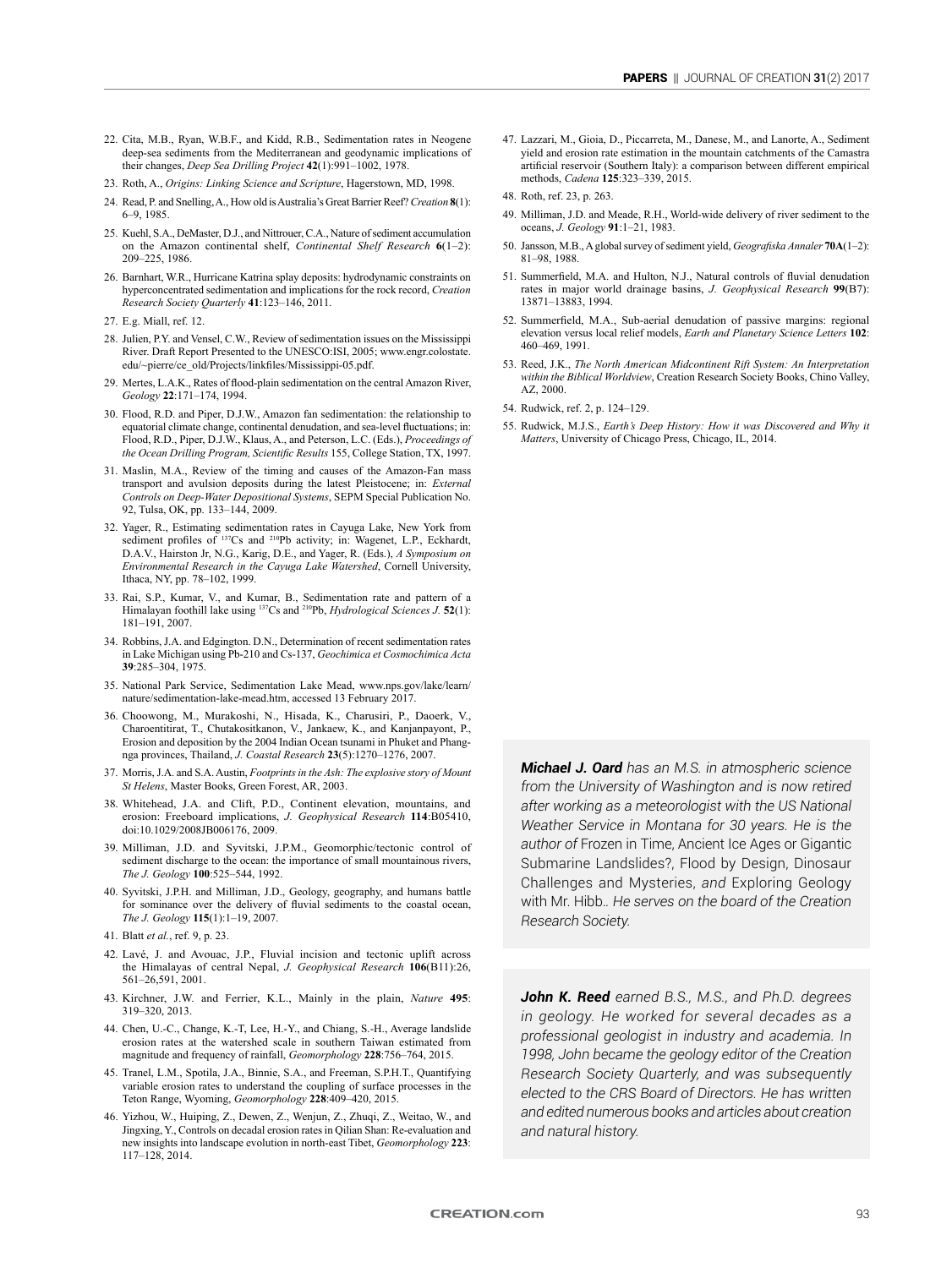22. Cita, M.B., Ryan, W.B.F., and Kidd, R.B., Sedimentation rates in Neogene deep-sea sediments from the Mediterranean and geodynamic implications of their changes, *Deep Sea Drilling Project* **42**(1):991–1002, 1978.
23. Roth, A., *Origins: Linking Science and Scripture*, Hagerstown, MD, 1998.
24. Read, P. and Snelling, A., How old is Australia's Great Barrier Reef? *Creation* **8**(1): 6–9, 1985.
25. Kuehl, S.A., DeMaster, D.J., and Nittrouer, C.A., Nature of sediment accumulation on the Amazon continental shelf, *Continental Shelf Research* **6**(1–2): 209–225, 1986.
26. Barnhart, W.R., Hurricane Katrina splay deposits: hydrodynamic constraints on hyperconcentrated sedimentation and implications for the rock record, *Creation Research Society Quarterly* **41**:123–146, 2011.
27. E.g. Miall, ref. 12.
28. Julien, P.Y. and Vensel, C.W., Review of sedimentation issues on the Mississippi River. Draft Report Presented to the UNESCO:ISI, 2005; www.engr.colostate.edu/~pierre/ce_old/Projects/linkfiles/Mississippi-05.pdf.
29. Mertes, L.A.K., Rates of flood-plain sedimentation on the central Amazon River, *Geology* **22**:171–174, 1994.
30. Flood, R.D. and Piper, D.J.W., Amazon fan sedimentation: the relationship to equatorial climate change, continental denudation, and sea-level fluctuations; in: Flood, R.D., Piper, D.J.W., Klaus, A., and Peterson, L.C. (Eds.), *Proceedings of the Ocean Drilling Program, Scientific Results* 155, College Station, TX, 1997.
31. Maslin, M.A., Review of the timing and causes of the Amazon-Fan mass transport and avulsion deposits during the latest Pleistocene; in: *External Controls on Deep-Water Depositional Systems*, SEPM Special Publication No. 92, Tulsa, OK, pp. 133–144, 2009.
32. Yager, R., Estimating sedimentation rates in Cayuga Lake, New York from sediment profiles of $^{137}$Cs and $^{210}$Pb activity; in: Wagenet, L.P., Eckhardt, D.A.V., Hairston Jr, N.G., Karig, D.E., and Yager, R. (Eds.), *A Symposium on Environmental Research in the Cayuga Lake Watershed*, Cornell University, Ithaca, NY, pp. 78–102, 1999.
33. Rai, S.P., Kumar, V., and Kumar, B., Sedimentation rate and pattern of a Himalayan foothill lake using $^{137}$Cs and $^{210}$Pb, *Hydrological Sciences J.* **52**(1): 181–191, 2007.
34. Robbins, J.A. and Edgington. D.N., Determination of recent sedimentation rates in Lake Michigan using Pb-210 and Cs-137, *Geochimica et Cosmochimica Acta* **39**:285–304, 1975.
35. National Park Service, Sedimentation Lake Mead, www.nps.gov/lake/learn/nature/sedimentation-lake-mead.htm, accessed 13 February 2017.
36. Choowong, M., Murakoshi, N., Hisada, K., Charusiri, P., Daoerk, V., Charoentitirat, T., Chutakositkanon, V., Jankaew, K., and Kanjanpayont, P., Erosion and deposition by the 2004 Indian Ocean tsunami in Phuket and Phang-nga provinces, Thailand, *J. Coastal Research* **23**(5):1270–1276, 2007.
37. Morris, J.A. and S.A. Austin, *Footprints in the Ash: The explosive story of Mount St Helens*, Master Books, Green Forest, AR, 2003.
38. Whitehead, J.A. and Clift, P.D., Continent elevation, mountains, and erosion: Freeboard implications, *J. Geophysical Research* **114**:B05410, doi:10.1029/2008JB006176, 2009.
39. Milliman, J.D. and Syvitski, J.P.M., Geomorphic/tectonic control of sediment discharge to the ocean: the importance of small mountainous rivers, *The J. Geology* **100**:525–544, 1992.
40. Syvitski, J.P.H. and Milliman, J.D., Geology, geography, and humans battle for sominance over the delivery of fluvial sediments to the coastal ocean, *The J. Geology* **115**(1):1–19, 2007.
41. Blatt *et al.*, ref. 9, p. 23.
42. Lavé, J. and Avouac, J.P., Fluvial incision and tectonic uplift across the Himalayas of central Nepal, *J. Geophysical Research* **106**(B11):26, 561–26,591, 2001.
43. Kirchner, J.W. and Ferrier, K.L., Mainly in the plain, *Nature* **495**: 319–320, 2013.
44. Chen, U.-C., Change, K.-T, Lee, H.-Y., and Chiang, S.-H., Average landslide erosion rates at the watershed scale in southern Taiwan estimated from magnitude and frequency of rainfall, *Geomorphology* **228**:756–764, 2015.
45. Tranel, L.M., Spotila, J.A., Binnie, S.A., and Freeman, S.P.H.T., Quantifying variable erosion rates to understand the coupling of surface processes in the Teton Range, Wyoming, *Geomorphology* **228**:409–420, 2015.
46. Yizhou, W., Huiping, Z., Dewen, Z., Wenjun, Z., Zhuqi, Z., Weitao, W., and Jingxing, Y., Controls on decadal erosion rates in Qilian Shan: Re-evaluation and new insights into landscape evolution in north-east Tibet, *Geomorphology* **223**: 117–128, 2014.
47. Lazzari, M., Gioia, D., Piccarreta, M., Danese, M., and Lanorte, A., Sediment yield and erosion rate estimation in the mountain catchments of the Camastra artificial reservoir (Southern Italy): a comparison between different empirical methods, *Cadena* **125**:323–339, 2015.
48. Roth, ref. 23, p. 263.
49. Milliman, J.D. and Meade, R.H., World-wide delivery of river sediment to the oceans, *J. Geology* **91**:1–21, 1983.
50. Jansson, M.B., A global survey of sediment yield, *Geografiska Annaler* **70A**(1–2): 81–98, 1988.
51. Summerfield, M.A. and Hulton, N.J., Natural controls of fluvial denudation rates in major world drainage basins, *J. Geophysical Research* **99**(B7): 13871–13883, 1994.
52. Summerfield, M.A., Sub-aerial denudation of passive margins: regional elevation versus local relief models, *Earth and Planetary Science Letters* **102**: 460–469, 1991.
53. Reed, J.K., *The North American Midcontinent Rift System: An Interpretation within the Biblical Worldview*, Creation Research Society Books, Chino Valley, AZ, 2000.
54. Rudwick, ref. 2, p. 124–129.
55. Rudwick, M.J.S., *Earth's Deep History: How it was Discovered and Why it Matters*, University of Chicago Press, Chicago, IL, 2014.

***Michael J. Oard*** *has an M.S. in atmospheric science from the University of Washington and is now retired after working as a meteorologist with the US National Weather Service in Montana for 30 years. He is the author of* Frozen in Time, Ancient Ice Ages or Gigantic Submarine Landslides?, Flood by Design, Dinosaur Challenges and Mysteries, *and* Exploring Geology with Mr. Hibb.*. He serves on the board of the Creation Research Society.*

***John K. Reed*** *earned B.S., M.S., and Ph.D. degrees in geology. He worked for several decades as a professional geologist in industry and academia. In 1998, John became the geology editor of the Creation Research Society Quarterly, and was subsequently elected to the CRS Board of Directors. He has written and edited numerous books and articles about creation and natural history.*